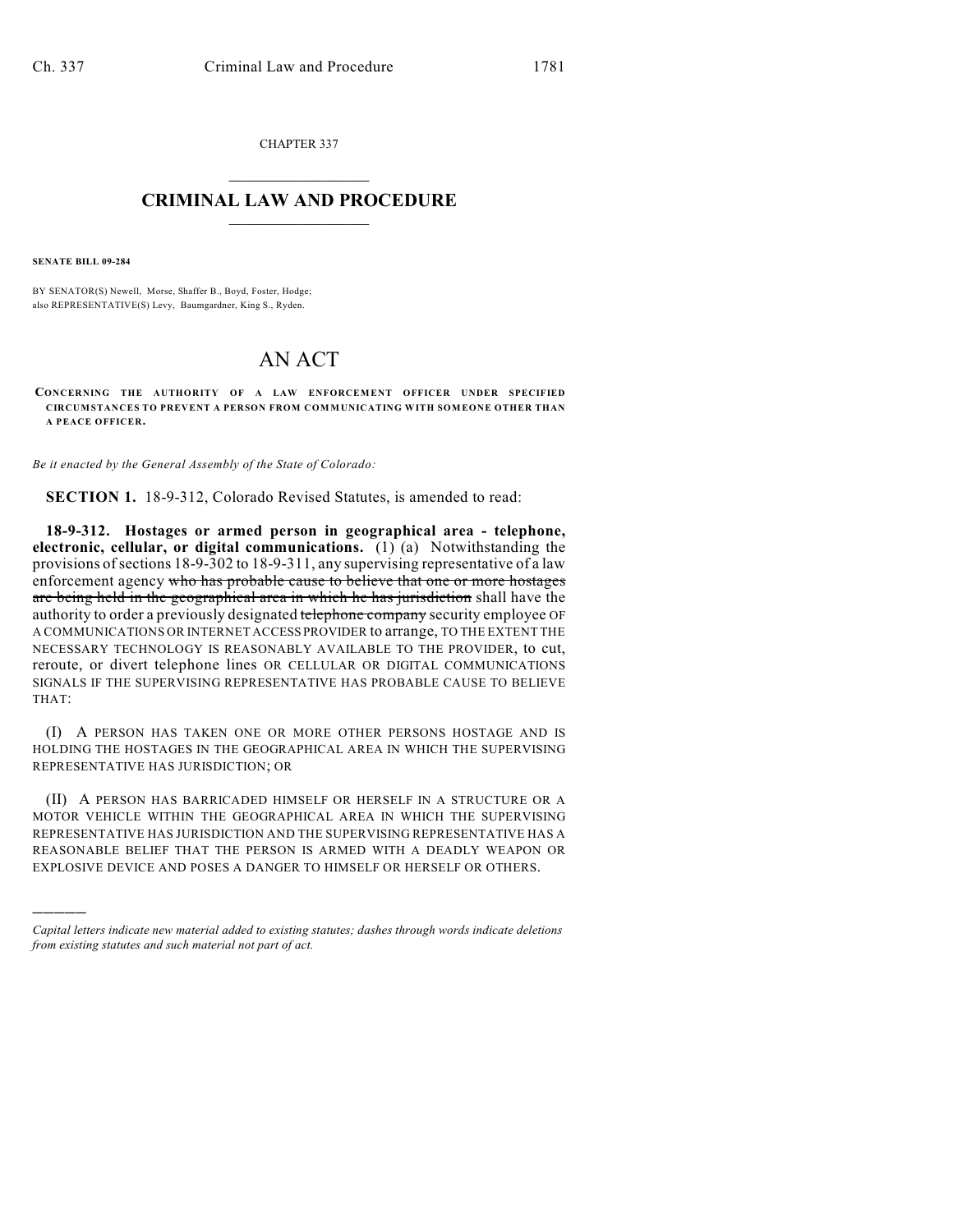CHAPTER 337

# CRIMINAL LAW AND PROCEDURE

**SENATE BILL 09-284**

BY SENATOR(S) Newell, Morse, Shaffer B., Boyd, Foster, Hodge;
also REPRESENTATIVE(S) Levy, Baumgardner, King S., Ryden.

# AN ACT

**CONCERNING THE AUTHORITY OF A LAW ENFORCEMENT OFFICER UNDER SPECIFIED CIRCUMSTANCES TO PREVENT A PERSON FROM COMMUNICATING WITH SOMEONE OTHER THAN A PEACE OFFICER.**

*Be it enacted by the General Assembly of the State of Colorado:*

**SECTION 1.** 18-9-312, Colorado Revised Statutes, is amended to read:

**18-9-312. Hostages or armed person in geographical area - telephone, electronic, cellular, or digital communications.** (1) (a) Notwithstanding the provisions of sections 18-9-302 to 18-9-311, any supervising representative of a law enforcement agency ~~who has probable cause to believe that one or more hostages are being held in the geographical area in which he has jurisdiction~~ shall have the authority to order a previously designated ~~telephone company~~ security employee OF A COMMUNICATIONS OR INTERNET ACCESS PROVIDER to arrange, TO THE EXTENT THE NECESSARY TECHNOLOGY IS REASONABLY AVAILABLE TO THE PROVIDER, to cut, reroute, or divert telephone lines OR CELLULAR OR DIGITAL COMMUNICATIONS SIGNALS IF THE SUPERVISING REPRESENTATIVE HAS PROBABLE CAUSE TO BELIEVE THAT:

(I) A PERSON HAS TAKEN ONE OR MORE OTHER PERSONS HOSTAGE AND IS HOLDING THE HOSTAGES IN THE GEOGRAPHICAL AREA IN WHICH THE SUPERVISING REPRESENTATIVE HAS JURISDICTION; OR

(II) A PERSON HAS BARRICADED HIMSELF OR HERSELF IN A STRUCTURE OR A MOTOR VEHICLE WITHIN THE GEOGRAPHICAL AREA IN WHICH THE SUPERVISING REPRESENTATIVE HAS JURISDICTION AND THE SUPERVISING REPRESENTATIVE HAS A REASONABLE BELIEF THAT THE PERSON IS ARMED WITH A DEADLY WEAPON OR EXPLOSIVE DEVICE AND POSES A DANGER TO HIMSELF OR HERSELF OR OTHERS.

---

*Capital letters indicate new material added to existing statutes; dashes through words indicate deletions from existing statutes and such material not part of act.*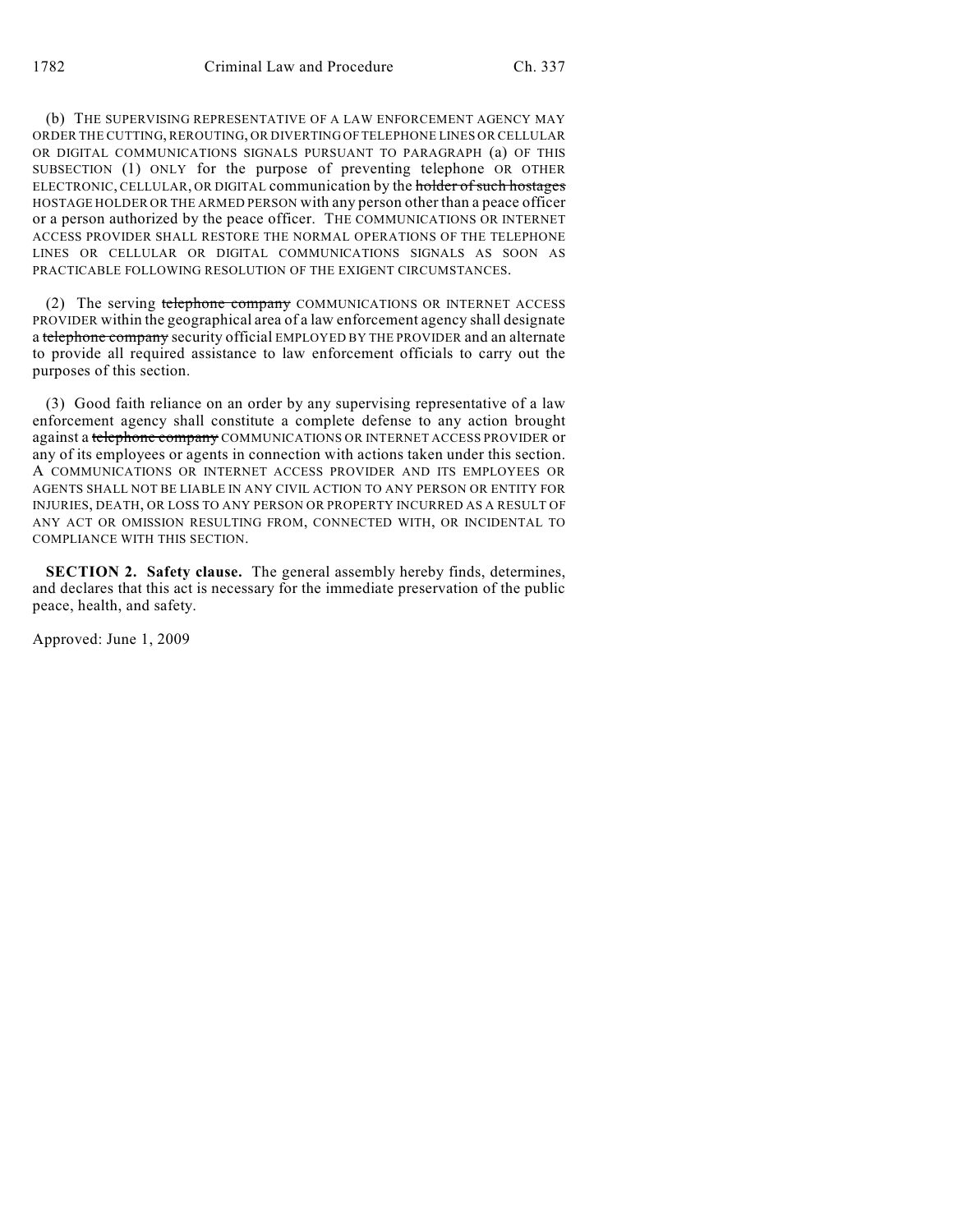(b) THE SUPERVISING REPRESENTATIVE OF A LAW ENFORCEMENT AGENCY MAY ORDER THE CUTTING, REROUTING, OR DIVERTING OF TELEPHONE LINES OR CELLULAR OR DIGITAL COMMUNICATIONS SIGNALS PURSUANT TO PARAGRAPH (a) OF THIS SUBSECTION (1) ONLY for the purpose of preventing telephone OR OTHER ELECTRONIC, CELLULAR, OR DIGITAL communication by the ~~holder of such hostages~~ HOSTAGE HOLDER OR THE ARMED PERSON with any person other than a peace officer or a person authorized by the peace officer. THE COMMUNICATIONS OR INTERNET ACCESS PROVIDER SHALL RESTORE THE NORMAL OPERATIONS OF THE TELEPHONE LINES OR CELLULAR OR DIGITAL COMMUNICATIONS SIGNALS AS SOON AS PRACTICABLE FOLLOWING RESOLUTION OF THE EXIGENT CIRCUMSTANCES.

(2) The serving ~~telephone company~~ COMMUNICATIONS OR INTERNET ACCESS PROVIDER within the geographical area of a law enforcement agency shall designate a ~~telephone company~~ security official EMPLOYED BY THE PROVIDER and an alternate to provide all required assistance to law enforcement officials to carry out the purposes of this section.

(3) Good faith reliance on an order by any supervising representative of a law enforcement agency shall constitute a complete defense to any action brought against a ~~telephone company~~ COMMUNICATIONS OR INTERNET ACCESS PROVIDER or any of its employees or agents in connection with actions taken under this section. A COMMUNICATIONS OR INTERNET ACCESS PROVIDER AND ITS EMPLOYEES OR AGENTS SHALL NOT BE LIABLE IN ANY CIVIL ACTION TO ANY PERSON OR ENTITY FOR INJURIES, DEATH, OR LOSS TO ANY PERSON OR PROPERTY INCURRED AS A RESULT OF ANY ACT OR OMISSION RESULTING FROM, CONNECTED WITH, OR INCIDENTAL TO COMPLIANCE WITH THIS SECTION.

**SECTION 2. Safety clause.** The general assembly hereby finds, determines, and declares that this act is necessary for the immediate preservation of the public peace, health, and safety.

Approved: June 1, 2009